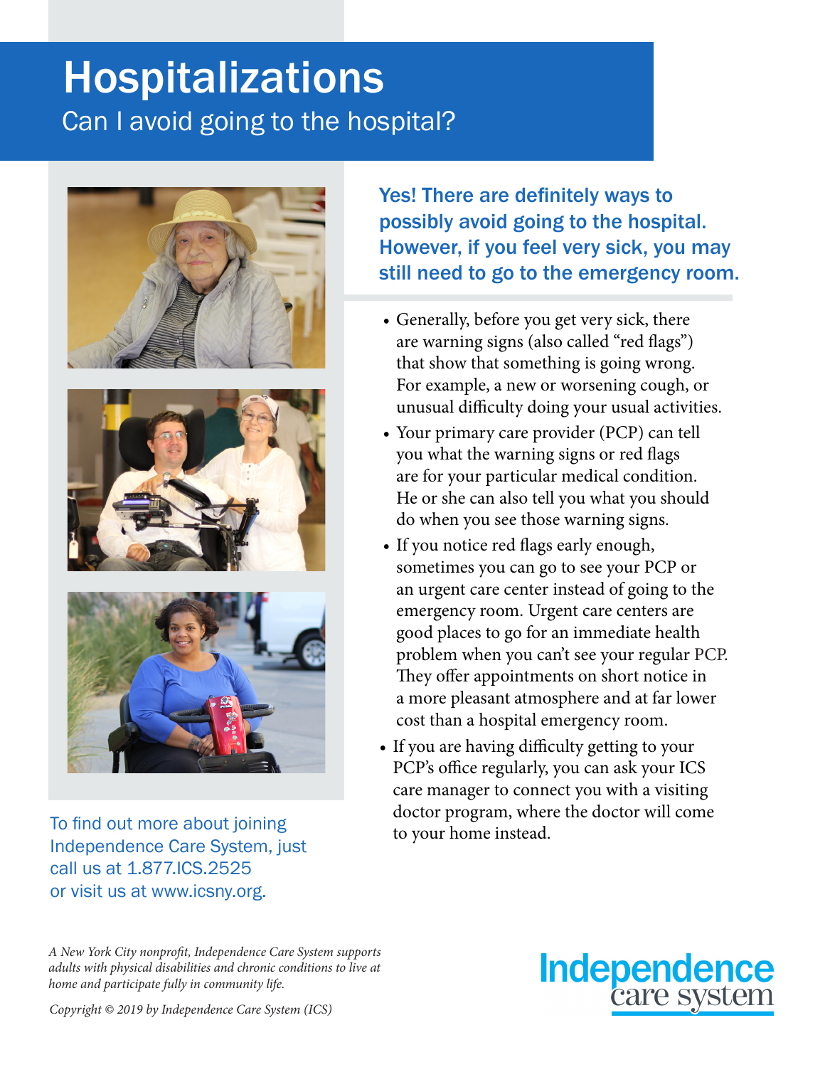# Hospitalizations

## Can I avoid going to the hospital?

**Yes! There are definitely ways to possibly avoid going to the hospital. However, if you feel very sick, you may still need to go to the emergency room.**

- Generally, before you get very sick, there are warning signs (also called "red flags") that show that something is going wrong. For example, a new or worsening cough, or unusual difficulty doing your usual activities.
- Your primary care provider (PCP) can tell you what the warning signs or red flags are for your particular medical condition. He or she can also tell you what you should do when you see those warning signs.
- If you notice red flags early enough, sometimes you can go to see your PCP or an urgent care center instead of going to the emergency room. Urgent care centers are good places to go for an immediate health problem when you can't see your regular PCP. They offer appointments on short notice in a more pleasant atmosphere and at far lower cost than a hospital emergency room.
- If you are having difficulty getting to your PCP's office regularly, you can ask your ICS care manager to connect you with a visiting doctor program, where the doctor will come to your home instead.

To find out more about joining Independence Care System, just call us at 1.877.ICS.2525 or visit us at www.icsny.org.

*A New York City nonprofit, Independence Care System supports adults with physical disabilities and chronic conditions to live at home and participate fully in community life.*

*Copyright © 2019 by Independence Care System (ICS)*

Independence care system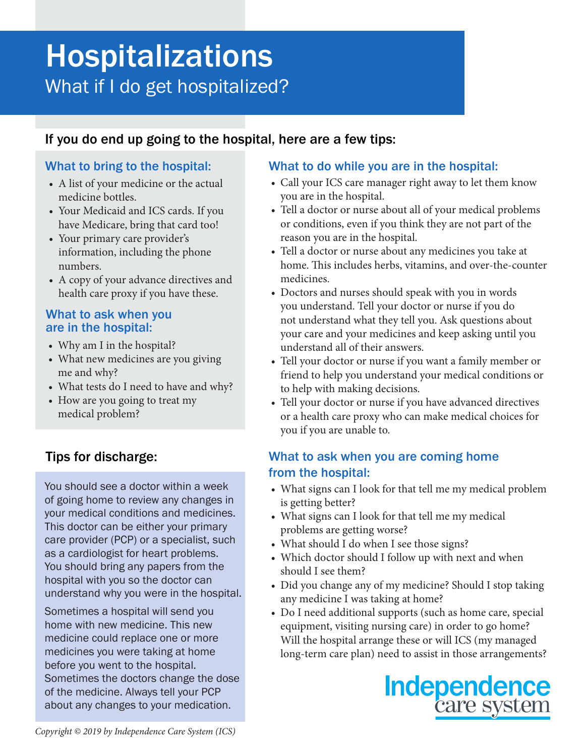# Hospitalizations

## What if I do get hospitalized?

### If you do end up going to the hospital, here are a few tips:

#### What to bring to the hospital:

- A list of your medicine or the actual medicine bottles.
- Your Medicaid and ICS cards. If you have Medicare, bring that card too!
- Your primary care provider's information, including the phone numbers.
- A copy of your advance directives and health care proxy if you have these.

#### What to ask when you are in the hospital:

- Why am I in the hospital?
- What new medicines are you giving me and why?
- What tests do I need to have and why?
- How are you going to treat my medical problem?

#### What to do while you are in the hospital:

- Call your ICS care manager right away to let them know you are in the hospital.
- Tell a doctor or nurse about all of your medical problems or conditions, even if you think they are not part of the reason you are in the hospital.
- Tell a doctor or nurse about any medicines you take at home. This includes herbs, vitamins, and over-the-counter medicines.
- Doctors and nurses should speak with you in words you understand. Tell your doctor or nurse if you do not understand what they tell you. Ask questions about your care and your medicines and keep asking until you understand all of their answers.
- Tell your doctor or nurse if you want a family member or friend to help you understand your medical conditions or to help with making decisions.
- Tell your doctor or nurse if you have advanced directives or a health care proxy who can make medical choices for you if you are unable to.

### Tips for discharge:

You should see a doctor within a week of going home to review any changes in your medical conditions and medicines. This doctor can be either your primary care provider (PCP) or a specialist, such as a cardiologist for heart problems. You should bring any papers from the hospital with you so the doctor can understand why you were in the hospital.

Sometimes a hospital will send you home with new medicine. This new medicine could replace one or more medicines you were taking at home before you went to the hospital. Sometimes the doctors change the dose of the medicine. Always tell your PCP about any changes to your medication.

#### What to ask when you are coming home from the hospital:

- What signs can I look for that tell me my medical problem is getting better?
- What signs can I look for that tell me my medical problems are getting worse?
- What should I do when I see those signs?
- Which doctor should I follow up with next and when should I see them?
- Did you change any of my medicine? Should I stop taking any medicine I was taking at home?
- Do I need additional supports (such as home care, special equipment, visiting nursing care) in order to go home? Will the hospital arrange these or will ICS (my managed long-term care plan) need to assist in those arrangements?

Independence care system

*Copyright © 2019 by Independence Care System (ICS)*